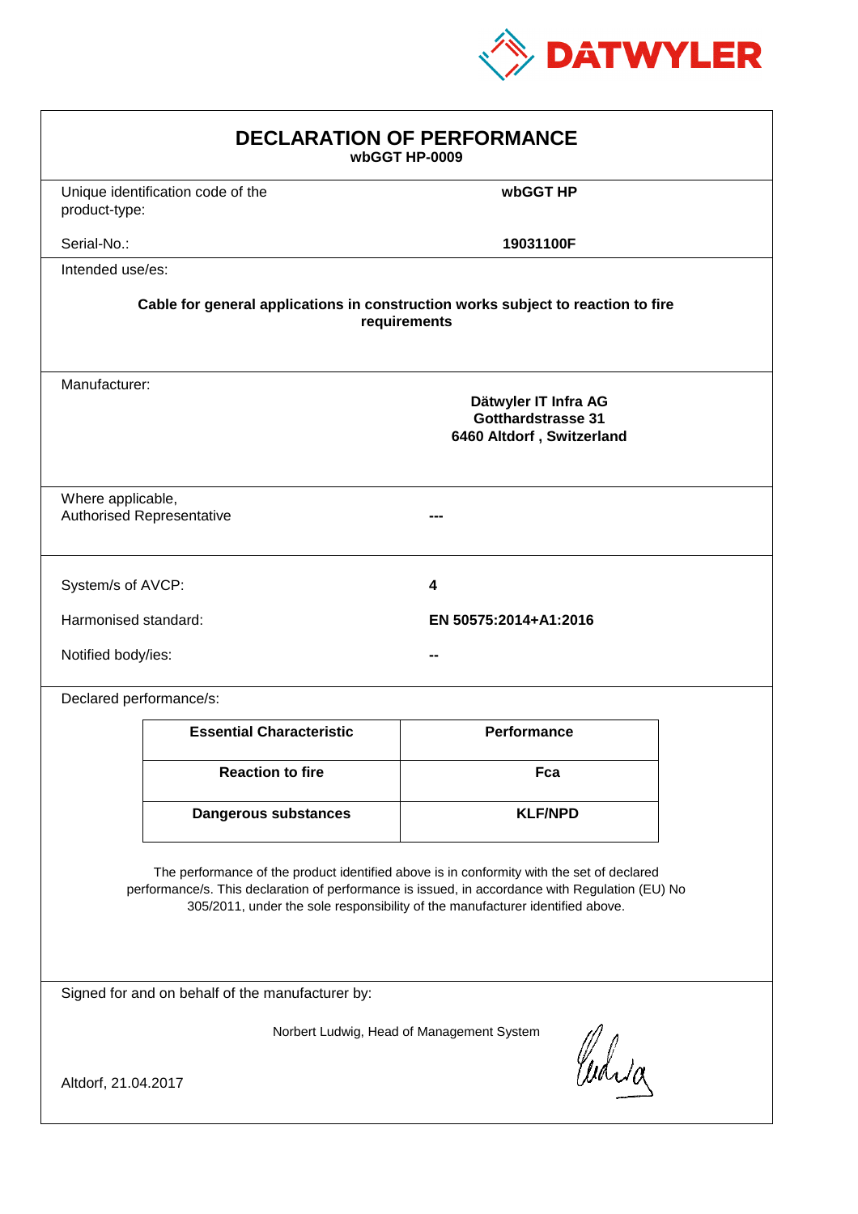DATWYLER

# DECLARATION OF PERFORMANCE

**wbGGT HP-0009**

| | |
|---|---|
| Unique identification code of the product-type: | **wbGGT HP** |
| Serial-No.: | **19031100F** |

Intended use/es:

**Cable for general applications in construction works subject to reaction to fire requirements**

Manufacturer:

**Dätwyler IT Infra AG**
**Gotthardstrasse 31**
**6460 Altdorf , Switzerland**

Where applicable,
Authorised Representative **---**

| | |
|---|---|
| System/s of AVCP: | **4** |
| Harmonised standard: | **EN 50575:2014+A1:2016** |
| Notified body/ies: | **--** |

Declared performance/s:

| Essential Characteristic | Performance |
|---|---|
| **Reaction to fire** | **Fca** |
| **Dangerous substances** | **KLF/NPD** |

The performance of the product identified above is in conformity with the set of declared performance/s. This declaration of performance is issued, in accordance with Regulation (EU) No 305/2011, under the sole responsibility of the manufacturer identified above.

Signed for and on behalf of the manufacturer by:

Norbert Ludwig, Head of Management System

Altdorf, 21.04.2017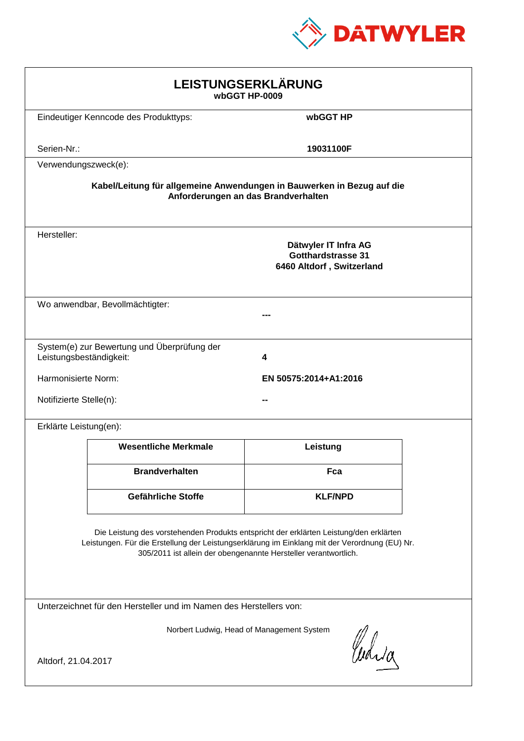DATWYLER

# LEISTUNGSERKLÄRUNG
**wbGGT HP-0009**

Eindeutiger Kenncode des Produkttyps: **wbGGT HP**

Serien-Nr.: **19031100F**

Verwendungszweck(e):

**Kabel/Leitung für allgemeine Anwendungen in Bauwerken in Bezug auf die Anforderungen an das Brandverhalten**

Hersteller:

**Dätwyler IT Infra AG**
**Gotthardstrasse 31**
**6460 Altdorf , Switzerland**

Wo anwendbar, Bevollmächtigter: **---**

System(e) zur Bewertung und Überprüfung der Leistungsbeständigkeit: **4**

Harmonisierte Norm: **EN 50575:2014+A1:2016**

Notifizierte Stelle(n): **--**

Erklärte Leistung(en):

| Wesentliche Merkmale | Leistung |
|---|---|
| **Brandverhalten** | **Fca** |
| **Gefährliche Stoffe** | **KLF/NPD** |

Die Leistung des vorstehenden Produkts entspricht der erklärten Leistung/den erklärten Leistungen. Für die Erstellung der Leistungserklärung im Einklang mit der Verordnung (EU) Nr. 305/2011 ist allein der obengenannte Hersteller verantwortlich.

Unterzeichnet für den Hersteller und im Namen des Herstellers von:

Norbert Ludwig, Head of Management System

Altdorf, 21.04.2017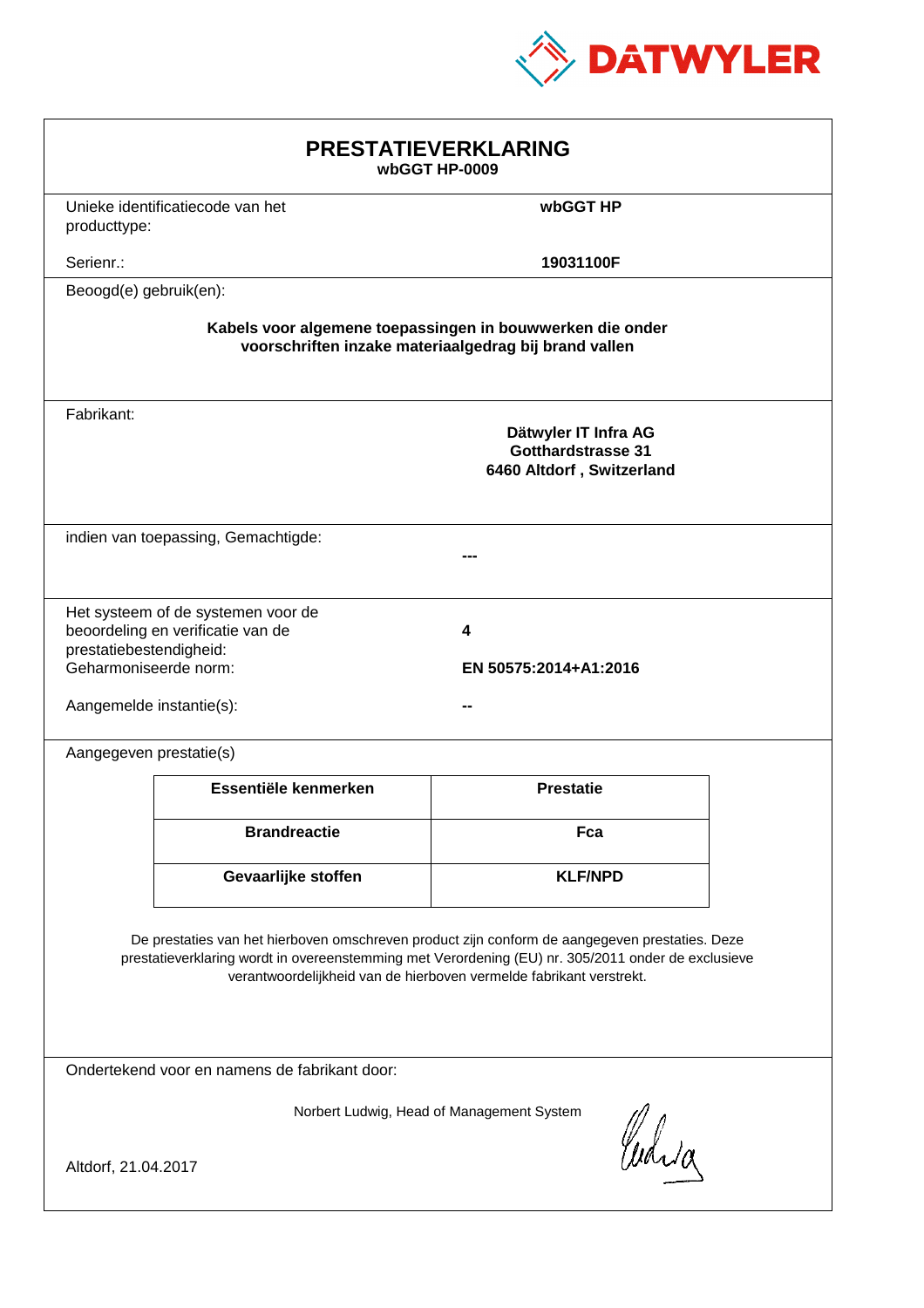DATWYLER

# PRESTATIEVERKLARING

**wbGGT HP-0009**

Unieke identificatiecode van het producttype: **wbGGT HP**

Serienr.: **19031100F**

Beoogd(e) gebruik(en):

**Kabels voor algemene toepassingen in bouwwerken die onder voorschriften inzake materiaalgedrag bij brand vallen**

Fabrikant:

**Dätwyler IT Infra AG**
**Gotthardstrasse 31**
**6460 Altdorf , Switzerland**

indien van toepassing, Gemachtigde: **---**

Het systeem of de systemen voor de beoordeling en verificatie van de prestatiebestendigheid: **4**

Geharmoniseerde norm: **EN 50575:2014+A1:2016**

Aangemelde instantie(s): **--**

Aangegeven prestatie(s)

| Essentiële kenmerken | Prestatie |
|---|---|
| **Brandreactie** | **Fca** |
| **Gevaarlijke stoffen** | **KLF/NPD** |

De prestaties van het hierboven omschreven product zijn conform de aangegeven prestaties. Deze prestatieverklaring wordt in overeenstemming met Verordening (EU) nr. 305/2011 onder de exclusieve verantwoordelijkheid van de hierboven vermelde fabrikant verstrekt.

Ondertekend voor en namens de fabrikant door:

Norbert Ludwig, Head of Management System

Altdorf, 21.04.2017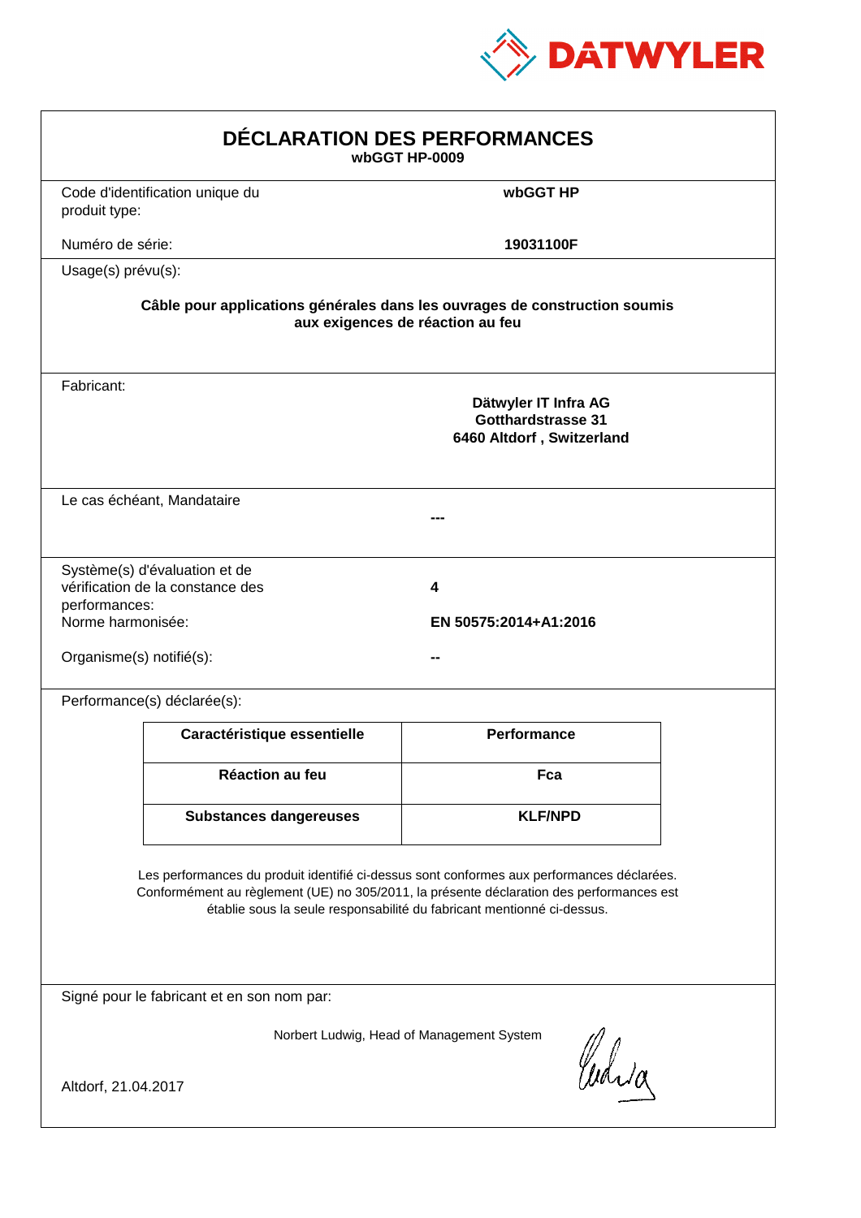DATWYLER

# DÉCLARATION DES PERFORMANCES

**wbGGT HP-0009**

Code d'identification unique du produit type: **wbGGT HP**

Numéro de série: **19031100F**

Usage(s) prévu(s):

**Câble pour applications générales dans les ouvrages de construction soumis aux exigences de réaction au feu**

Fabricant:

**Dätwyler IT Infra AG**
**Gotthardstrasse 31**
**6460 Altdorf , Switzerland**

Le cas échéant, Mandataire

**---**

Système(s) d'évaluation et de vérification de la constance des performances: **4**

Norme harmonisée: **EN 50575:2014+A1:2016**

Organisme(s) notifié(s): **--**

Performance(s) déclarée(s):

| Caractéristique essentielle | Performance |
|---|---|
| Réaction au feu | Fca |
| Substances dangereuses | KLF/NPD |

Les performances du produit identifié ci-dessus sont conformes aux performances déclarées. Conformément au règlement (UE) no 305/2011, la présente déclaration des performances est établie sous la seule responsabilité du fabricant mentionné ci-dessus.

Signé pour le fabricant et en son nom par:

Norbert Ludwig, Head of Management System

Altdorf, 21.04.2017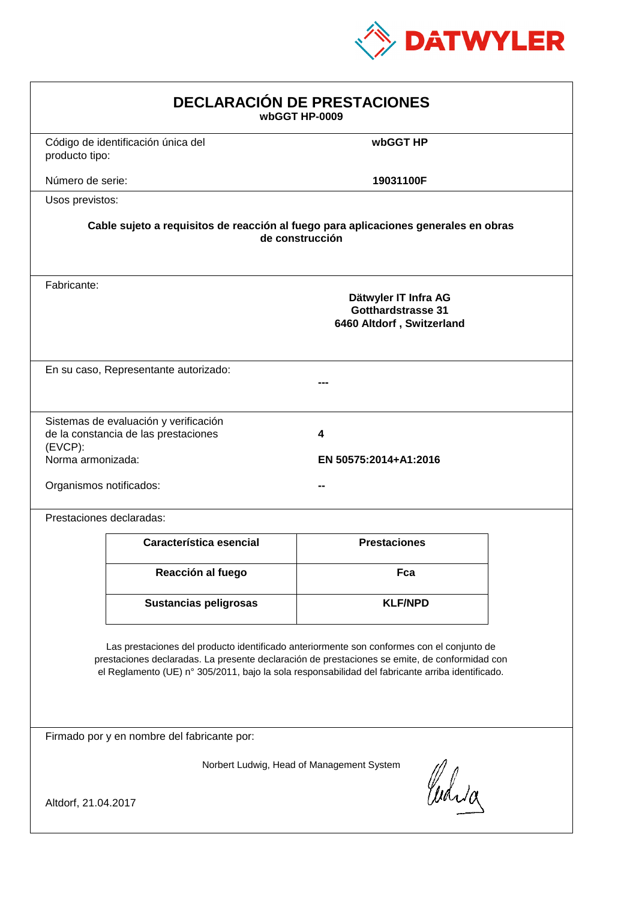DATWYLER

# DECLARACIÓN DE PRESTACIONES

**wbGGT HP-0009**

| Código de identificación única del producto tipo: | **wbGGT HP** |
|---|---|
| Número de serie: | **19031100F** |

Usos previstos:

**Cable sujeto a requisitos de reacción al fuego para aplicaciones generales en obras de construcción**

Fabricante:

**Dätwyler IT Infra AG**
**Gotthardstrasse 31**
**6460 Altdorf , Switzerland**

En su caso, Representante autorizado: **---**

| Sistemas de evaluación y verificación de la constancia de las prestaciones (EVCP): | **4** |
|---|---|
| Norma armonizada: | **EN 50575:2014+A1:2016** |
| Organismos notificados: | **--** |

Prestaciones declaradas:

| Característica esencial | Prestaciones |
|---|---|
| **Reacción al fuego** | **Fca** |
| **Sustancias peligrosas** | **KLF/NPD** |

Las prestaciones del producto identificado anteriormente son conformes con el conjunto de prestaciones declaradas. La presente declaración de prestaciones se emite, de conformidad con el Reglamento (UE) n° 305/2011, bajo la sola responsabilidad del fabricante arriba identificado.

Firmado por y en nombre del fabricante por:

Norbert Ludwig, Head of Management System

Altdorf, 21.04.2017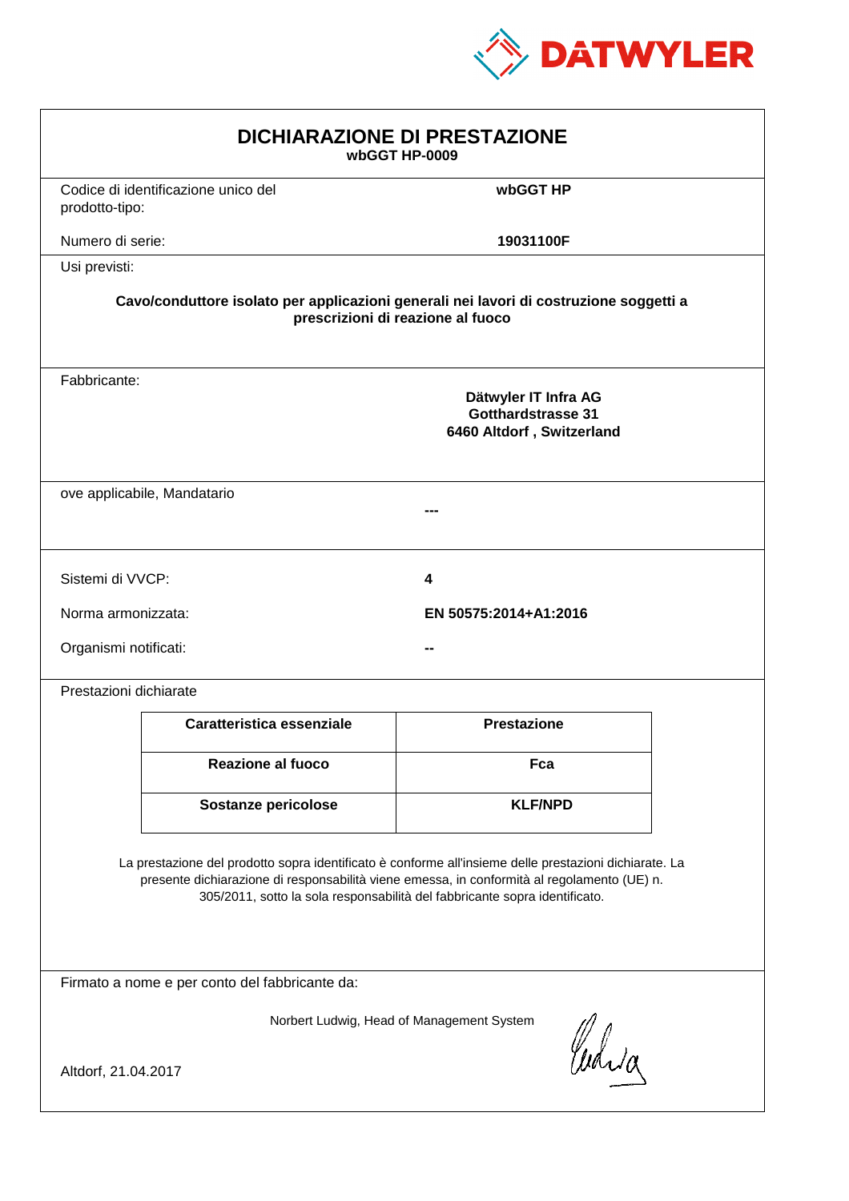DATWYLER

# DICHIARAZIONE DI PRESTAZIONE

**wbGGT HP-0009**

Codice di identificazione unico del prodotto-tipo: **wbGGT HP**

Numero di serie: **19031100F**

Usi previsti:

**Cavo/conduttore isolato per applicazioni generali nei lavori di costruzione soggetti a prescrizioni di reazione al fuoco**

Fabbricante:

**Dätwyler IT Infra AG**
**Gotthardstrasse 31**
**6460 Altdorf , Switzerland**

ove applicabile, Mandatario

**---**

Sistemi di VVCP: **4**

Norma armonizzata: **EN 50575:2014+A1:2016**

Organismi notificati: **--**

Prestazioni dichiarate

| Caratteristica essenziale | Prestazione |
|---|---|
| **Reazione al fuoco** | **Fca** |
| **Sostanze pericolose** | **KLF/NPD** |

La prestazione del prodotto sopra identificato è conforme all'insieme delle prestazioni dichiarate. La presente dichiarazione di responsabilità viene emessa, in conformità al regolamento (UE) n. 305/2011, sotto la sola responsabilità del fabbricante sopra identificato.

Firmato a nome e per conto del fabbricante da:

Norbert Ludwig, Head of Management System

Altdorf, 21.04.2017